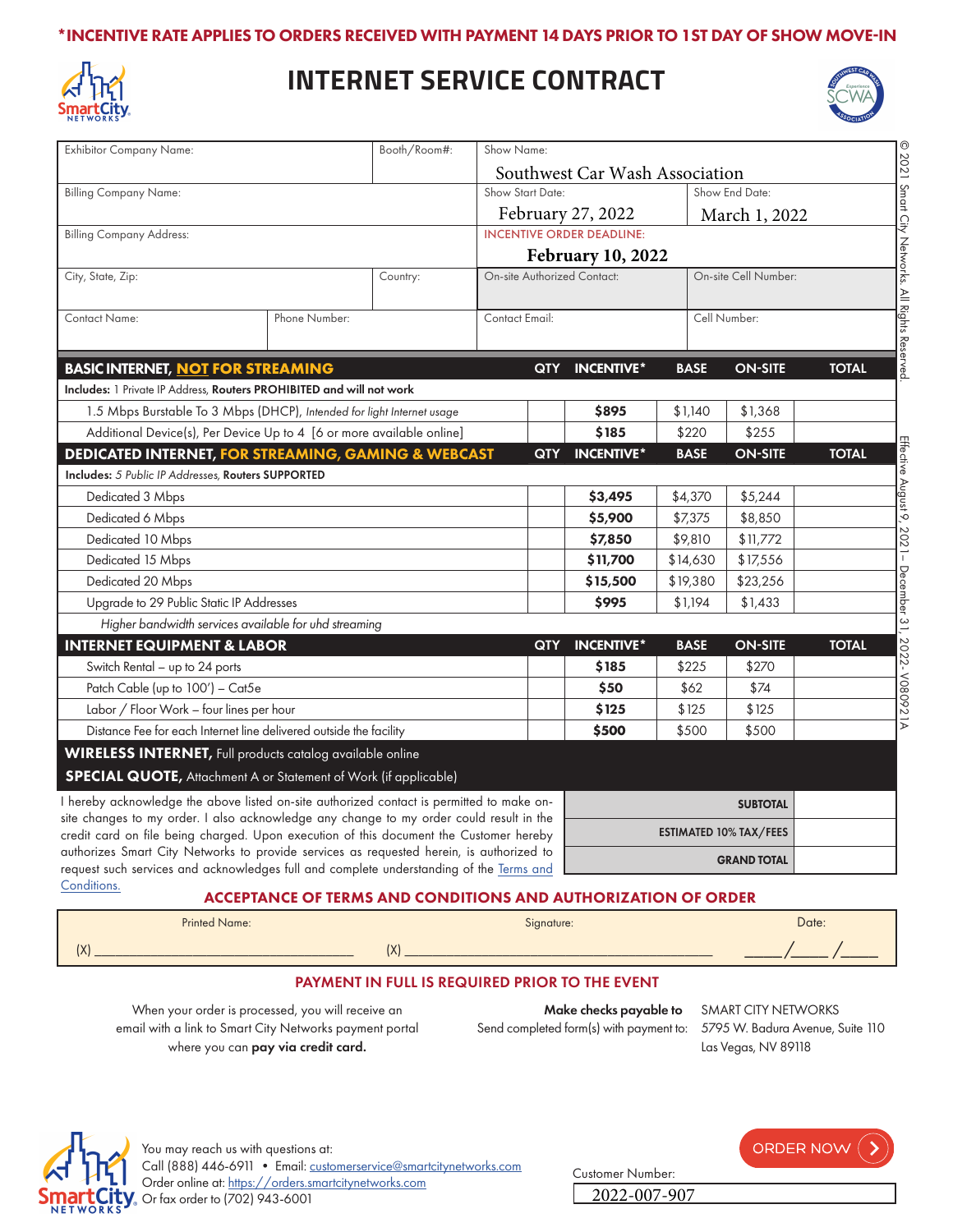**\*INCENTIVE RATE APPLIES TO ORDERS RECEIVED WITH PAYMENT 14 DAYS PRIOR TO 1ST DAY OF SHOW MOVE-IN**

# INTERNET SERVICE CONTRACT

| Exhibitor Company Name: | | Booth/Room#: | Show Name: Southwest Car Wash Association | |
|---|---|---|---|---|
| Billing Company Name: | | | Show Start Date: February 27, 2022 | Show End Date: March 1, 2022 |
| Billing Company Address: | | | INCENTIVE ORDER DEADLINE: **February 10, 2022** | |
| City, State, Zip: | | Country: | On-site Authorized Contact: | On-site Cell Number: |
| Contact Name: | Phone Number: | | Contact Email: | Cell Number: |

| **BASIC INTERNET, NOT FOR STREAMING** | QTY | INCENTIVE* | BASE | ON-SITE | TOTAL |
|---|---|---|---|---|---|
| **Includes:** 1 Private IP Address, **Routers PROHIBITED and will not work** | | | | | |
| 1.5 Mbps Burstable To 3 Mbps (DHCP), *Intended for light Internet usage* | | **$895** | $1,140 | $1,368 | |
| Additional Device(s), Per Device Up to 4 [6 or more available online] | | **$185** | $220 | $255 | |
| **DEDICATED INTERNET, FOR STREAMING, GAMING & WEBCAST** | QTY | INCENTIVE* | BASE | ON-SITE | TOTAL |
| **Includes:** *5 Public IP Addresses*, **Routers SUPPORTED** | | | | | |
| Dedicated 3 Mbps | | **$3,495** | $4,370 | $5,244 | |
| Dedicated 6 Mbps | | **$5,900** | $7,375 | $8,850 | |
| Dedicated 10 Mbps | | **$7,850** | $9,810 | $11,772 | |
| Dedicated 15 Mbps | | **$11,700** | $14,630 | $17,556 | |
| Dedicated 20 Mbps | | **$15,500** | $19,380 | $23,256 | |
| Upgrade to 29 Public Static IP Addresses | | **$995** | $1,194 | $1,433 | |
| *Higher bandwidth services available for uhd streaming* | | | | | |
| **INTERNET EQUIPMENT & LABOR** | QTY | INCENTIVE* | BASE | ON-SITE | TOTAL |
| Switch Rental – up to 24 ports | | **$185** | $225 | $270 | |
| Patch Cable (up to 100') – Cat5e | | **$50** | $62 | $74 | |
| Labor / Floor Work – four lines per hour | | **$125** | $125 | $125 | |
| Distance Fee for each Internet line delivered outside the facility | | **$500** | $500 | $500 | |
| **WIRELESS INTERNET,** Full products catalog available online | | | | | |
| **SPECIAL QUOTE,** Attachment A or Statement of Work (if applicable) | | | | | |

I hereby acknowledge the above listed on-site authorized contact is permitted to make on-site changes to my order. I also acknowledge any change to my order could result in the credit card on file being charged. Upon execution of this document the Customer hereby authorizes Smart City Networks to provide services as requested herein, is authorized to request such services and acknowledges full and complete understanding of the Terms and Conditions.

| | |
|---|---|
| **SUBTOTAL** | |
| **ESTIMATED 10% TAX/FEES** | |
| **GRAND TOTAL** | |

## ACCEPTANCE OF TERMS AND CONDITIONS AND AUTHORIZATION OF ORDER

| Printed Name: | Signature: | Date: |
|---|---|---|
| (X) ____________________ | (X) ____________________ | ____/____/____ |

## PAYMENT IN FULL IS REQUIRED PRIOR TO THE EVENT

When your order is processed, you will receive an email with a link to Smart City Networks payment portal where you can **pay via credit card.**

**Make checks payable to** SMART CITY NETWORKS
Send completed form(s) with payment to: 5795 W. Badura Avenue, Suite 110, Las Vegas, NV 89118

You may reach us with questions at:
Call (888) 446-6911 • Email: customerservice@smartcitynetworks.com
Order online at: https://orders.smartcitynetworks.com
Or fax order to (702) 943-6001

ORDER NOW

Customer Number: 2022-007-907

© 2021 Smart City Networks. All Rights Reserved.

Effective August 9, 2021 – December 31, 2022 - V080921A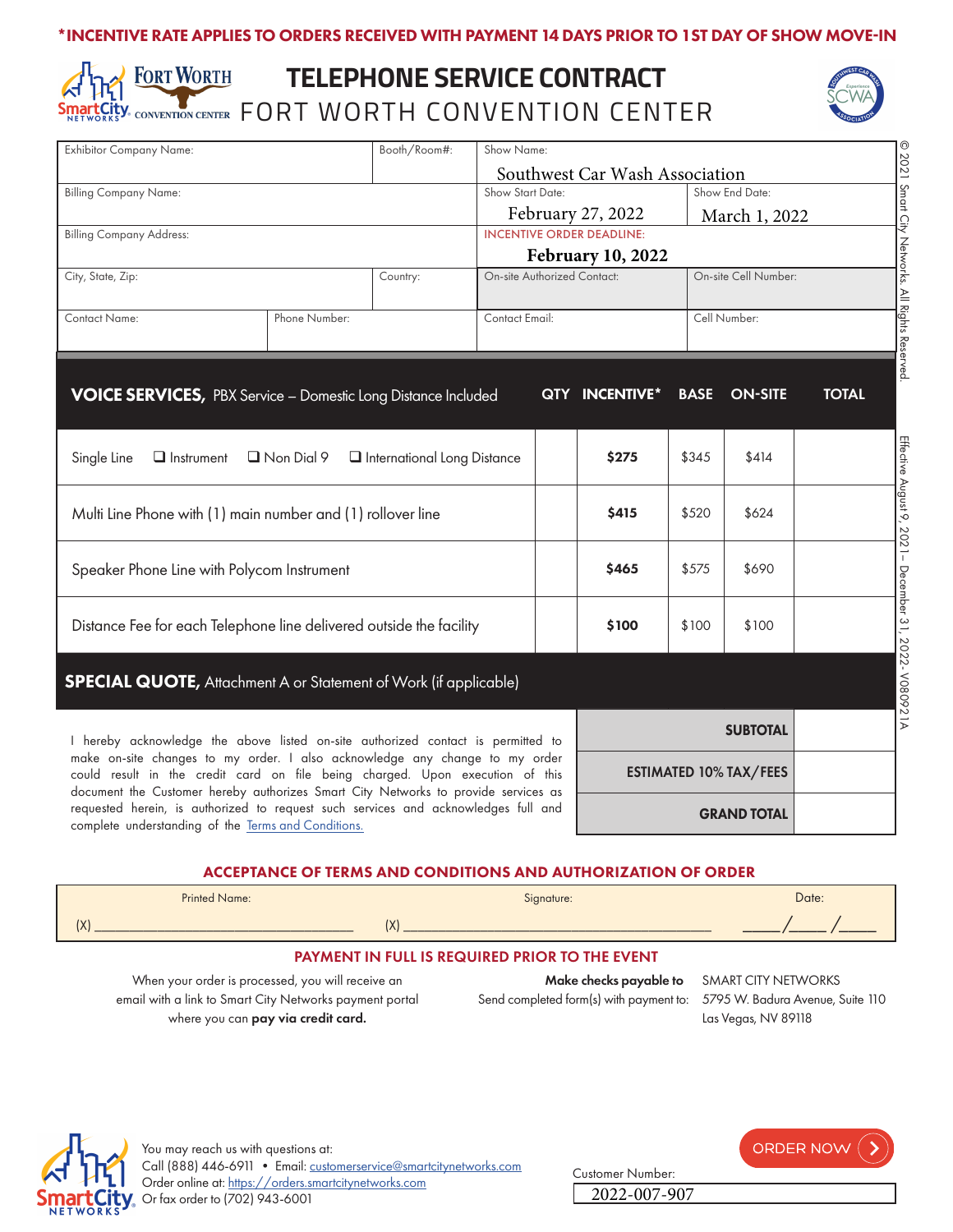*INCENTIVE RATE APPLIES TO ORDERS RECEIVED WITH PAYMENT 14 DAYS PRIOR TO 1ST DAY OF SHOW MOVE-IN

# TELEPHONE SERVICE CONTRACT
## FORT WORTH CONVENTION CENTER

| Exhibitor Company Name: | | Booth/Room#: | Show Name: Southwest Car Wash Association | |
|---|---|---|---|---|
| Billing Company Name: | | | Show Start Date: February 27, 2022 | Show End Date: March 1, 2022 |
| Billing Company Address: | | | INCENTIVE ORDER DEADLINE: **February 10, 2022** | |
| City, State, Zip: | | Country: | On-site Authorized Contact: | On-site Cell Number: |
| Contact Name: | Phone Number: | | Contact Email: | Cell Number: |

© 2021 Smart City Networks. All Rights Reserved.

| **VOICE SERVICES,** PBX Service – Domestic Long Distance Included | QTY | INCENTIVE* | BASE | ON-SITE | TOTAL |
|---|---|---|---|---|---|
| Single Line ☐ Instrument ☐ Non Dial 9 ☐ International Long Distance | | **$275** | $345 | $414 | |
| Multi Line Phone with (1) main number and (1) rollover line | | **$415** | $520 | $624 | |
| Speaker Phone Line with Polycom Instrument | | **$465** | $575 | $690 | |
| Distance Fee for each Telephone line delivered outside the facility | | **$100** | $100 | $100 | |

**SPECIAL QUOTE,** Attachment A or Statement of Work (if applicable)

I hereby acknowledge the above listed on-site authorized contact is permitted to make on-site changes to my order. I also acknowledge any change to my order could result in the credit card on file being charged. Upon execution of this document the Customer hereby authorizes Smart City Networks to provide services as requested herein, is authorized to request such services and acknowledges full and complete understanding of the Terms and Conditions.

| | |
|---|---|
| **SUBTOTAL** | |
| **ESTIMATED 10% TAX/FEES** | |
| **GRAND TOTAL** | |

Effective August 9, 2021 – December 31, 2022 - V080921A

### ACCEPTANCE OF TERMS AND CONDITIONS AND AUTHORIZATION OF ORDER

| Printed Name: | Signature: | Date: |
|---|---|---|
| (X) ______________________ | (X) ______________________ | ____/____/____ |

### PAYMENT IN FULL IS REQUIRED PRIOR TO THE EVENT

When your order is processed, you will receive an email with a link to Smart City Networks payment portal where you can **pay via credit card.**

**Make checks payable to** SMART CITY NETWORKS
Send completed form(s) with payment to: 5795 W. Badura Avenue, Suite 110, Las Vegas, NV 89118

You may reach us with questions at:
Call (888) 446-6911 • Email: customerservice@smartcitynetworks.com
Order online at: https://orders.smartcitynetworks.com
Or fax order to (702) 943-6001

ORDER NOW

Customer Number: 2022-007-907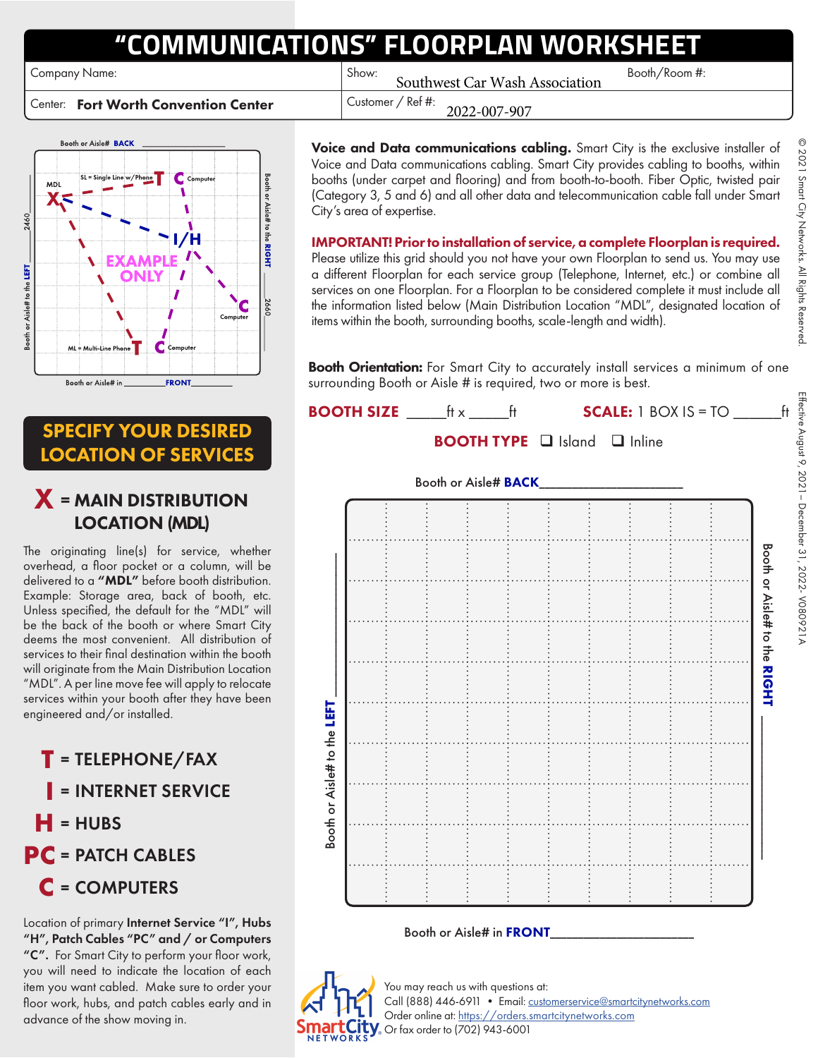# "COMMUNICATIONS" FLOORPLAN WORKSHEET

| Company Name: | Show: Southwest Car Wash Association | Booth/Room #: |
|---|---|---|
| Center: **Fort Worth Convention Center** | Customer / Ref #: 2022-007-907 | |

Booth or Aisle# **BACK** ______________

SL = Single Line w/Phone — MDL — Computer — I/H — EXAMPLE ONLY — Computer — ML = Multi-Line Phone — Computer

Booth or Aisle# to the LEFT ______ 2460

Booth or Aisle# to the RIGHT ______ 2660

Booth or Aisle# in ________**FRONT**________

## SPECIFY YOUR DESIRED LOCATION OF SERVICES

### X = MAIN DISTRIBUTION LOCATION (MDL)

The originating line(s) for service, whether overhead, a floor pocket or a column, will be delivered to a **"MDL"** before booth distribution. Example: Storage area, back of booth, etc. Unless specified, the default for the "MDL" will be the back of the booth or where Smart City deems the most convenient. All distribution of services to their final destination within the booth will originate from the Main Distribution Location "MDL". A per line move fee will apply to relocate services within your booth after they have been engineered and/or installed.

**T** = TELEPHONE/FAX

**I** = INTERNET SERVICE

**H** = HUBS

**PC** = PATCH CABLES

**C** = COMPUTERS

Location of primary **Internet Service "I", Hubs "H", Patch Cables "PC" and / or Computers "C".** For Smart City to perform your floor work, you will need to indicate the location of each item you want cabled. Make sure to order your floor work, hubs, and patch cables early and in advance of the show moving in.

**Voice and Data communications cabling.** Smart City is the exclusive installer of Voice and Data communications cabling. Smart City provides cabling to booths, within booths (under carpet and flooring) and from booth-to-booth. Fiber Optic, twisted pair (Category 3, 5 and 6) and all other data and telecommunication cable fall under Smart City's area of expertise.

**IMPORTANT! Prior to installation of service, a complete Floorplan is required.** Please utilize this grid should you not have your own Floorplan to send us. You may use a different Floorplan for each service group (Telephone, Internet, etc.) or combine all services on one Floorplan. For a Floorplan to be considered complete it must include all the information listed below (Main Distribution Location "MDL", designated location of items within the booth, surrounding booths, scale-length and width).

**Booth Orientation:** For Smart City to accurately install services a minimum of one surrounding Booth or Aisle # is required, two or more is best.

**BOOTH SIZE** _____ft x _____ft **SCALE:** 1 BOX IS = TO ______ft

**BOOTH TYPE** ☐ Island ☐ Inline

Booth or Aisle# **BACK**____________________

Booth or Aisle# to the **LEFT** ____________

Booth or Aisle# to the **RIGHT** ____________

Booth or Aisle# in **FRONT**____________________

You may reach us with questions at:
Call (888) 446-6911 • Email: customerservice@smartcitynetworks.com
Order online at: https://orders.smartcitynetworks.com
Or fax order to (702) 943-6001

© 2021 Smart City Networks. All Rights Reserved.

Effective August 9, 2021 – December 31, 2022- V080921A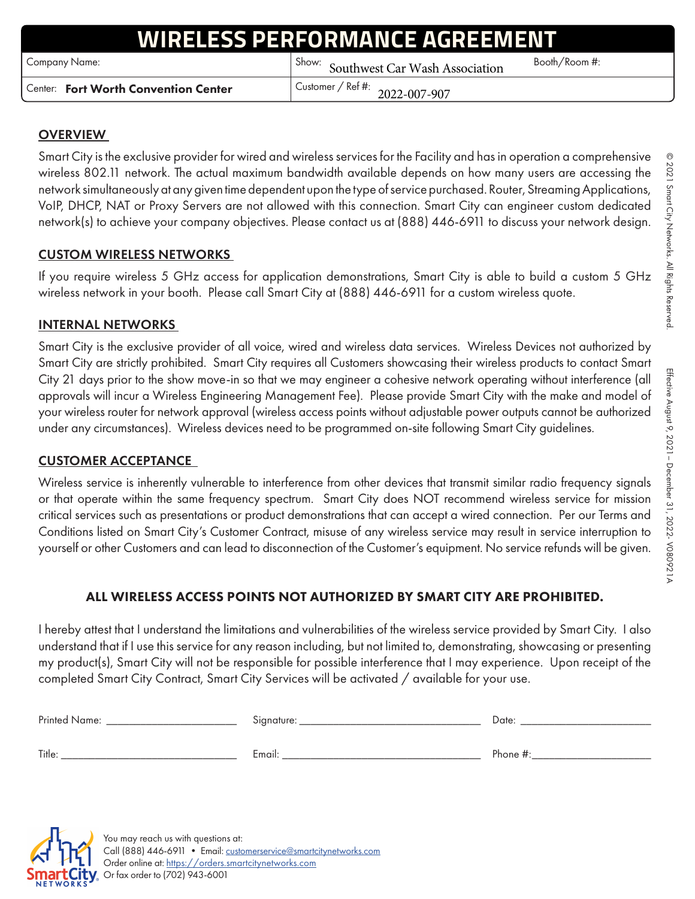# WIRELESS PERFORMANCE AGREEMENT

| | |
|---|---|
| Company Name: | Show: Southwest Car Wash Association &nbsp;&nbsp;&nbsp; Booth/Room #: |
| Center: **Fort Worth Convention Center** | Customer / Ref #: 2022-007-907 |

## OVERVIEW

Smart City is the exclusive provider for wired and wireless services for the Facility and has in operation a comprehensive wireless 802.11 network. The actual maximum bandwidth available depends on how many users are accessing the network simultaneously at any given time dependent upon the type of service purchased. Router, Streaming Applications, VoIP, DHCP, NAT or Proxy Servers are not allowed with this connection. Smart City can engineer custom dedicated network(s) to achieve your company objectives. Please contact us at (888) 446-6911 to discuss your network design.

## CUSTOM WIRELESS NETWORKS

If you require wireless 5 GHz access for application demonstrations, Smart City is able to build a custom 5 GHz wireless network in your booth. Please call Smart City at (888) 446-6911 for a custom wireless quote.

## INTERNAL NETWORKS

Smart City is the exclusive provider of all voice, wired and wireless data services. Wireless Devices not authorized by Smart City are strictly prohibited. Smart City requires all Customers showcasing their wireless products to contact Smart City 21 days prior to the show move-in so that we may engineer a cohesive network operating without interference (all approvals will incur a Wireless Engineering Management Fee). Please provide Smart City with the make and model of your wireless router for network approval (wireless access points without adjustable power outputs cannot be authorized under any circumstances). Wireless devices need to be programmed on-site following Smart City guidelines.

## CUSTOMER ACCEPTANCE

Wireless service is inherently vulnerable to interference from other devices that transmit similar radio frequency signals or that operate within the same frequency spectrum. Smart City does NOT recommend wireless service for mission critical services such as presentations or product demonstrations that can accept a wired connection. Per our Terms and Conditions listed on Smart City's Customer Contract, misuse of any wireless service may result in service interruption to yourself or other Customers and can lead to disconnection of the Customer's equipment. No service refunds will be given.

**ALL WIRELESS ACCESS POINTS NOT AUTHORIZED BY SMART CITY ARE PROHIBITED.**

I hereby attest that I understand the limitations and vulnerabilities of the wireless service provided by Smart City. I also understand that if I use this service for any reason including, but not limited to, demonstrating, showcasing or presenting my product(s), Smart City will not be responsible for possible interference that I may experience. Upon receipt of the completed Smart City Contract, Smart City Services will be activated / available for your use.

Printed Name: ______________________ Signature: ________________________________ Date: ______________________

Title: ______________________________ Email: __________________________________ Phone #:_____________________

You may reach us with questions at:
Call (888) 446-6911 • Email: customerservice@smartcitynetworks.com
Order online at: https://orders.smartcitynetworks.com
Or fax order to (702) 943-6001

© 2021 Smart City Networks. All Rights Reserved.

Effective August 9, 2021 – December 31, 2022- V080921A